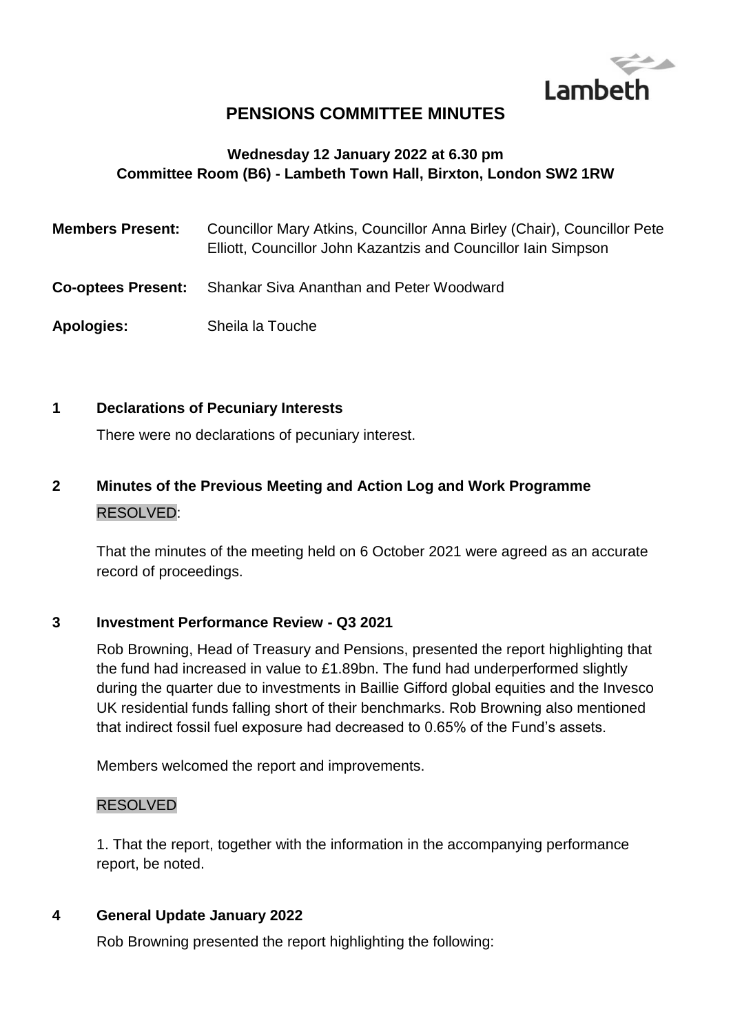# PENSIONS COMMITTEE MINUTES

**Wednesday 12 January 2022 at 6.30 pm**
**Committee Room (B6) - Lambeth Town Hall, Birxton, London SW2 1RW**

**Members Present:** Councillor Mary Atkins, Councillor Anna Birley (Chair), Councillor Pete Elliott, Councillor John Kazantzis and Councillor Iain Simpson

**Co-optees Present:** Shankar Siva Ananthan and Peter Woodward

**Apologies:** Sheila la Touche

## 1 Declarations of Pecuniary Interests

There were no declarations of pecuniary interest.

## 2 Minutes of the Previous Meeting and Action Log and Work Programme

RESOLVED:

That the minutes of the meeting held on 6 October 2021 were agreed as an accurate record of proceedings.

## 3 Investment Performance Review - Q3 2021

Rob Browning, Head of Treasury and Pensions, presented the report highlighting that the fund had increased in value to £1.89bn. The fund had underperformed slightly during the quarter due to investments in Baillie Gifford global equities and the Invesco UK residential funds falling short of their benchmarks. Rob Browning also mentioned that indirect fossil fuel exposure had decreased to 0.65% of the Fund's assets.

Members welcomed the report and improvements.

RESOLVED

1. That the report, together with the information in the accompanying performance report, be noted.

## 4 General Update January 2022

Rob Browning presented the report highlighting the following: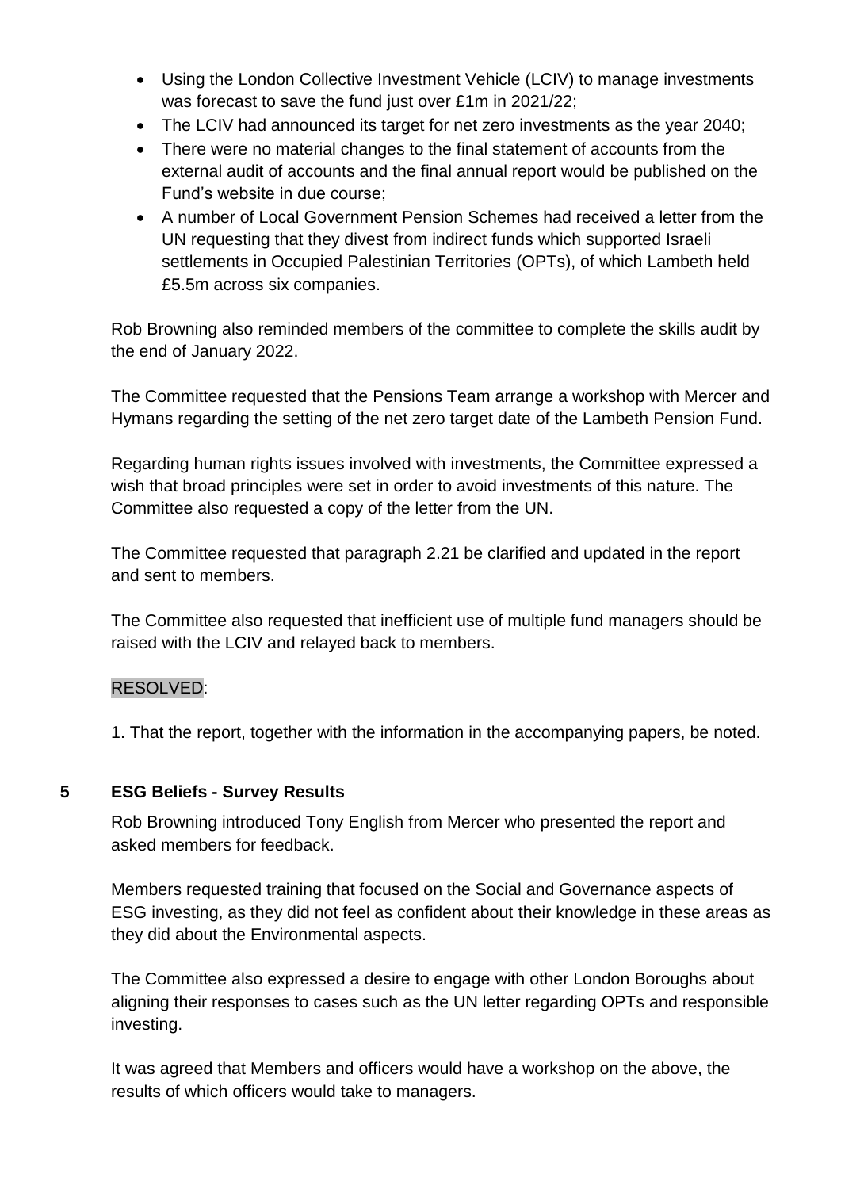- Using the London Collective Investment Vehicle (LCIV) to manage investments was forecast to save the fund just over £1m in 2021/22;
- The LCIV had announced its target for net zero investments as the year 2040;
- There were no material changes to the final statement of accounts from the external audit of accounts and the final annual report would be published on the Fund's website in due course;
- A number of Local Government Pension Schemes had received a letter from the UN requesting that they divest from indirect funds which supported Israeli settlements in Occupied Palestinian Territories (OPTs), of which Lambeth held £5.5m across six companies.

Rob Browning also reminded members of the committee to complete the skills audit by the end of January 2022.

The Committee requested that the Pensions Team arrange a workshop with Mercer and Hymans regarding the setting of the net zero target date of the Lambeth Pension Fund.

Regarding human rights issues involved with investments, the Committee expressed a wish that broad principles were set in order to avoid investments of this nature. The Committee also requested a copy of the letter from the UN.

The Committee requested that paragraph 2.21 be clarified and updated in the report and sent to members.

The Committee also requested that inefficient use of multiple fund managers should be raised with the LCIV and relayed back to members.

RESOLVED:

1. That the report, together with the information in the accompanying papers, be noted.

## 5 ESG Beliefs - Survey Results

Rob Browning introduced Tony English from Mercer who presented the report and asked members for feedback.

Members requested training that focused on the Social and Governance aspects of ESG investing, as they did not feel as confident about their knowledge in these areas as they did about the Environmental aspects.

The Committee also expressed a desire to engage with other London Boroughs about aligning their responses to cases such as the UN letter regarding OPTs and responsible investing.

It was agreed that Members and officers would have a workshop on the above, the results of which officers would take to managers.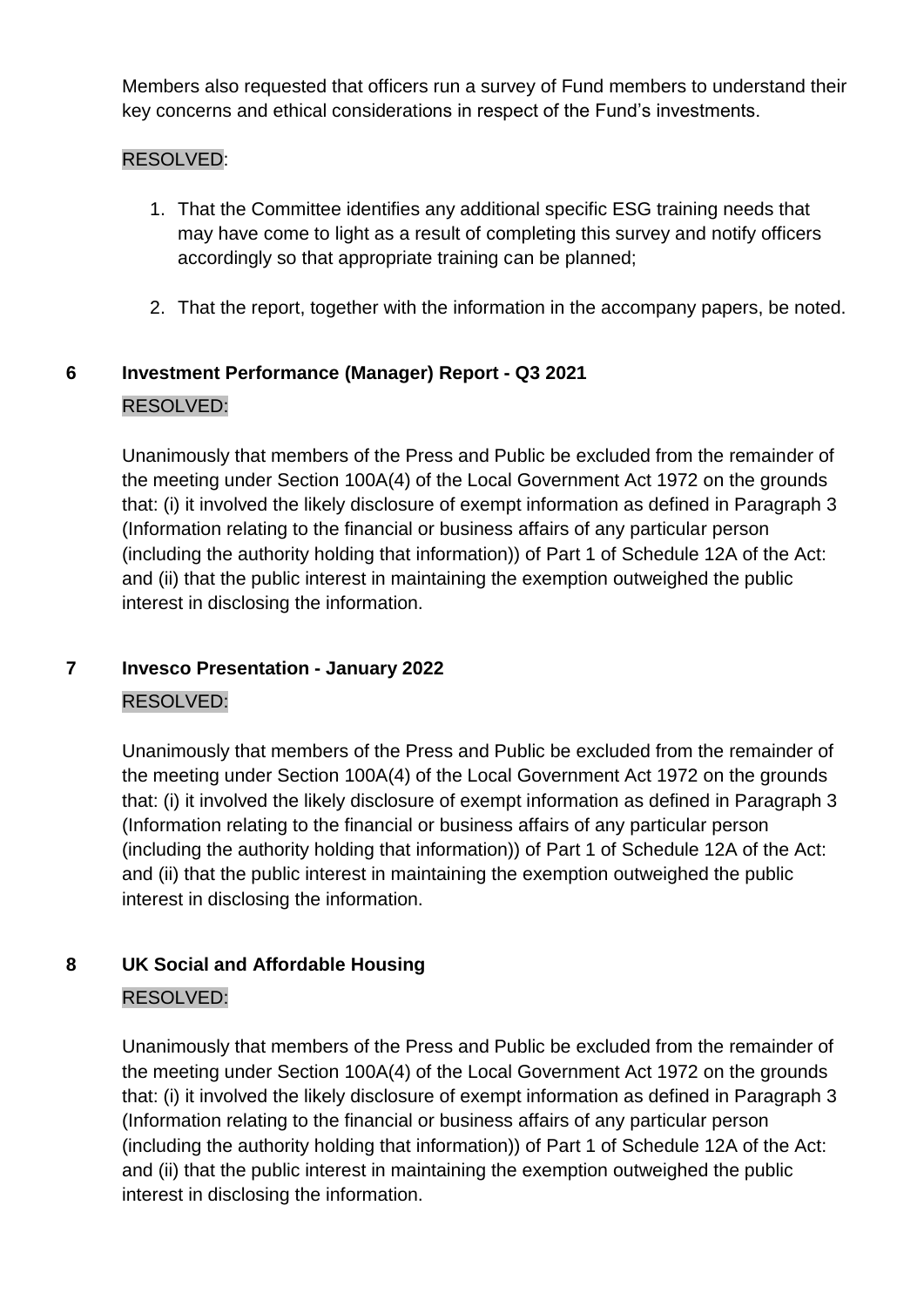Members also requested that officers run a survey of Fund members to understand their key concerns and ethical considerations in respect of the Fund's investments.

RESOLVED:

1. That the Committee identifies any additional specific ESG training needs that may have come to light as a result of completing this survey and notify officers accordingly so that appropriate training can be planned;

2. That the report, together with the information in the accompany papers, be noted.

## 6 Investment Performance (Manager) Report - Q3 2021

RESOLVED:

Unanimously that members of the Press and Public be excluded from the remainder of the meeting under Section 100A(4) of the Local Government Act 1972 on the grounds that: (i) it involved the likely disclosure of exempt information as defined in Paragraph 3 (Information relating to the financial or business affairs of any particular person (including the authority holding that information)) of Part 1 of Schedule 12A of the Act: and (ii) that the public interest in maintaining the exemption outweighed the public interest in disclosing the information.

## 7 Invesco Presentation - January 2022

RESOLVED:

Unanimously that members of the Press and Public be excluded from the remainder of the meeting under Section 100A(4) of the Local Government Act 1972 on the grounds that: (i) it involved the likely disclosure of exempt information as defined in Paragraph 3 (Information relating to the financial or business affairs of any particular person (including the authority holding that information)) of Part 1 of Schedule 12A of the Act: and (ii) that the public interest in maintaining the exemption outweighed the public interest in disclosing the information.

## 8 UK Social and Affordable Housing

RESOLVED:

Unanimously that members of the Press and Public be excluded from the remainder of the meeting under Section 100A(4) of the Local Government Act 1972 on the grounds that: (i) it involved the likely disclosure of exempt information as defined in Paragraph 3 (Information relating to the financial or business affairs of any particular person (including the authority holding that information)) of Part 1 of Schedule 12A of the Act: and (ii) that the public interest in maintaining the exemption outweighed the public interest in disclosing the information.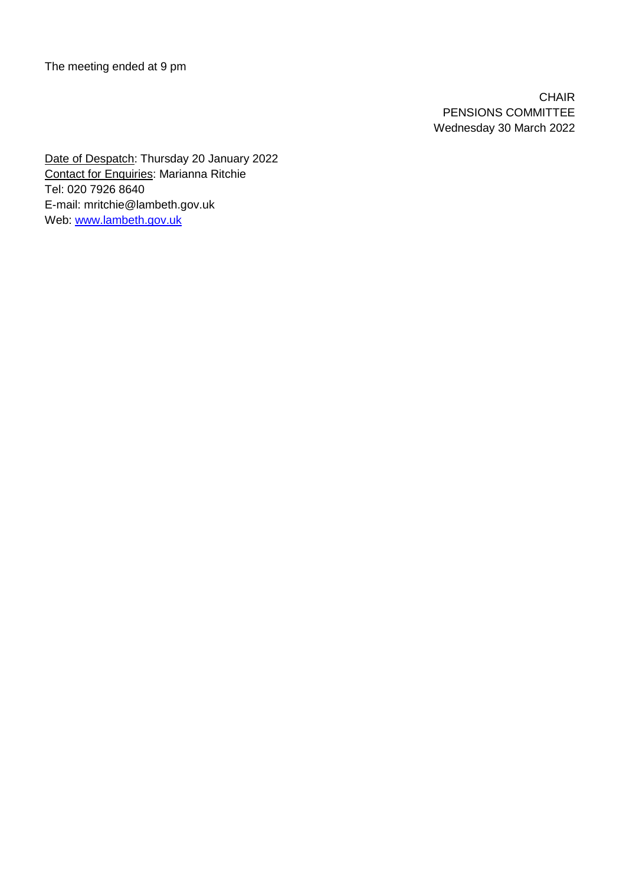The meeting ended at 9 pm

CHAIR
PENSIONS COMMITTEE
Wednesday 30 March 2022

Date of Despatch: Thursday 20 January 2022
Contact for Enquiries: Marianna Ritchie
Tel: 020 7926 8640
E-mail: mritchie@lambeth.gov.uk
Web: [www.lambeth.gov.uk](http://www.lambeth.gov.uk)